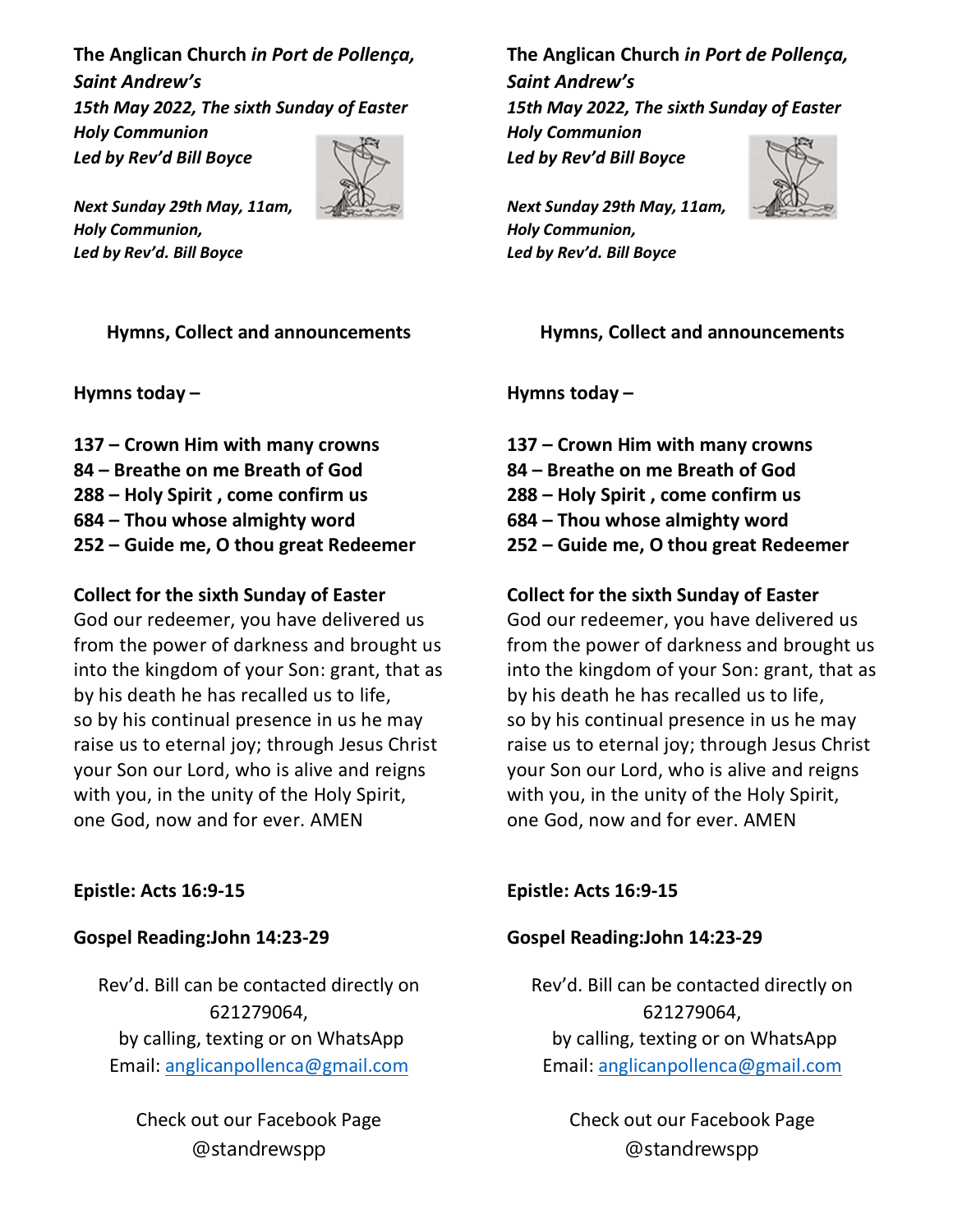***The Anglican Church in Port de Pollença, Saint Andrew's***
***15th May 2022, The sixth Sunday of Easter***
***Holy Communion***
***Led by Rev'd Bill Boyce***

***Next Sunday 29th May, 11am,***
***Holy Communion,***
***Led by Rev'd. Bill Boyce***

## Hymns, Collect and announcements

**Hymns today –**

**137 – Crown Him with many crowns**
**84 – Breathe on me Breath of God**
**288 – Holy Spirit , come confirm us**
**684 – Thou whose almighty word**
**252 – Guide me, O thou great Redeemer**

**Collect for the sixth Sunday of Easter**
God our redeemer, you have delivered us from the power of darkness and brought us into the kingdom of your Son: grant, that as by his death he has recalled us to life, so by his continual presence in us he may raise us to eternal joy; through Jesus Christ your Son our Lord, who is alive and reigns with you, in the unity of the Holy Spirit, one God, now and for ever. AMEN

**Epistle: Acts 16:9-15**

**Gospel Reading:John 14:23-29**

Rev'd. Bill can be contacted directly on 621279064,
by calling, texting or on WhatsApp
Email: anglicanpollenca@gmail.com

Check out our Facebook Page
@standrewspp

***The Anglican Church in Port de Pollença, Saint Andrew's***
***15th May 2022, The sixth Sunday of Easter***
***Holy Communion***
***Led by Rev'd Bill Boyce***

***Next Sunday 29th May, 11am,***
***Holy Communion,***
***Led by Rev'd. Bill Boyce***

## Hymns, Collect and announcements

**Hymns today –**

**137 – Crown Him with many crowns**
**84 – Breathe on me Breath of God**
**288 – Holy Spirit , come confirm us**
**684 – Thou whose almighty word**
**252 – Guide me, O thou great Redeemer**

**Collect for the sixth Sunday of Easter**
God our redeemer, you have delivered us from the power of darkness and brought us into the kingdom of your Son: grant, that as by his death he has recalled us to life, so by his continual presence in us he may raise us to eternal joy; through Jesus Christ your Son our Lord, who is alive and reigns with you, in the unity of the Holy Spirit, one God, now and for ever. AMEN

**Epistle: Acts 16:9-15**

**Gospel Reading:John 14:23-29**

Rev'd. Bill can be contacted directly on 621279064,
by calling, texting or on WhatsApp
Email: anglicanpollenca@gmail.com

Check out our Facebook Page
@standrewspp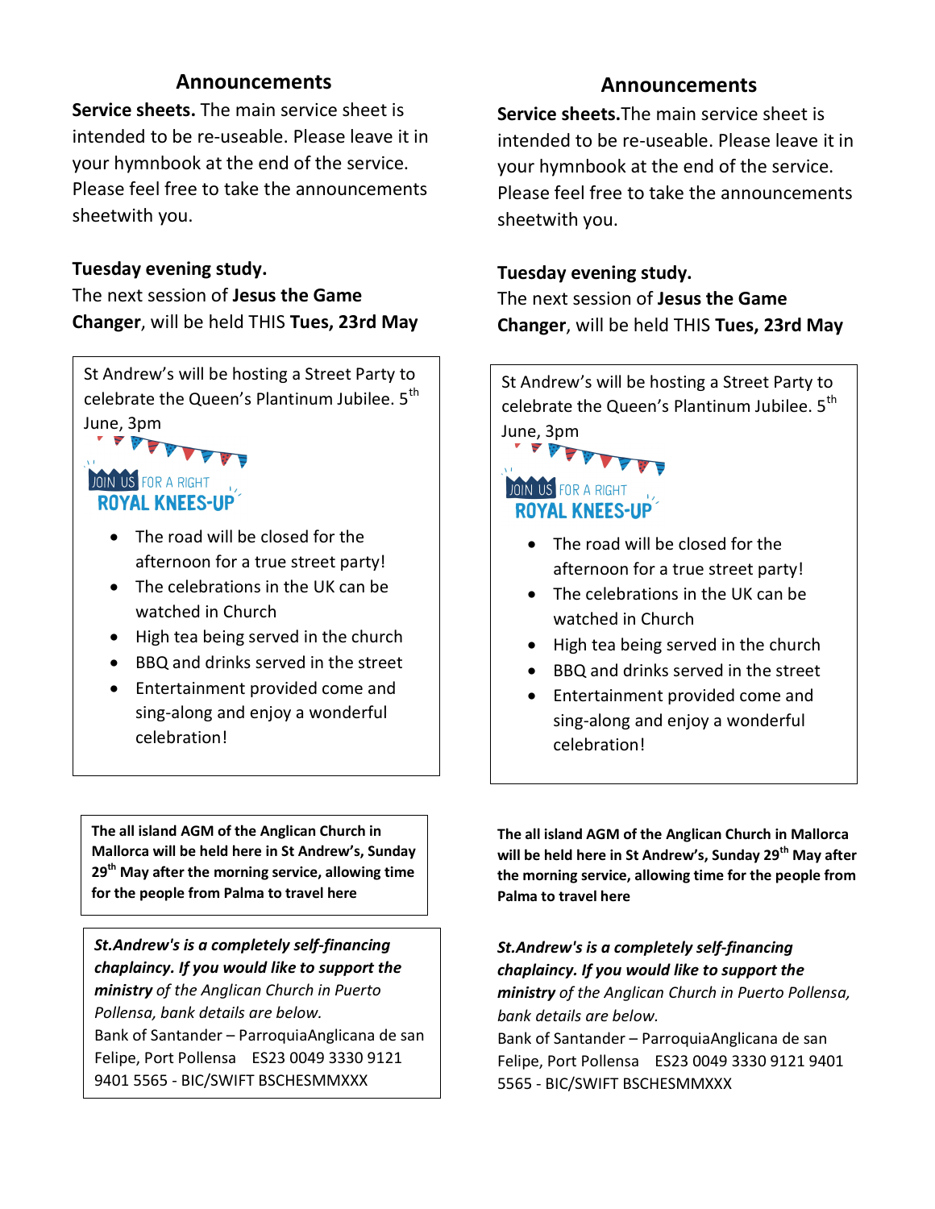## Announcements

**Service sheets.** The main service sheet is intended to be re-useable. Please leave it in your hymnbook at the end of the service. Please feel free to take the announcements sheetwith you.

**Tuesday evening study.**
The next session of **Jesus the Game Changer**, will be held THIS **Tues, 23rd May**

St Andrew's will be hosting a Street Party to celebrate the Queen's Plantinum Jubilee. 5th June, 3pm

JOIN US FOR A RIGHT ROYAL KNEES-UP

- The road will be closed for the afternoon for a true street party!
- The celebrations in the UK can be watched in Church
- High tea being served in the church
- BBQ and drinks served in the street
- Entertainment provided come and sing-along and enjoy a wonderful celebration!

**The all island AGM of the Anglican Church in Mallorca will be held here in St Andrew's, Sunday 29th May after the morning service, allowing time for the people from Palma to travel here**

***St.Andrew's is a completely self-financing chaplaincy. If you would like to support the ministry*** *of the Anglican Church in Puerto Pollensa, bank details are below.*
Bank of Santander – ParroquiaAnglicana de san Felipe, Port Pollensa ES23 0049 3330 9121 9401 5565 - BIC/SWIFT BSCHESMMXXX

## Announcements

**Service sheets.**The main service sheet is intended to be re-useable. Please leave it in your hymnbook at the end of the service. Please feel free to take the announcements sheetwith you.

**Tuesday evening study.**
The next session of **Jesus the Game Changer**, will be held THIS **Tues, 23rd May**

St Andrew's will be hosting a Street Party to celebrate the Queen's Plantinum Jubilee. 5th June, 3pm

JOIN US FOR A RIGHT ROYAL KNEES-UP

- The road will be closed for the afternoon for a true street party!
- The celebrations in the UK can be watched in Church
- High tea being served in the church
- BBQ and drinks served in the street
- Entertainment provided come and sing-along and enjoy a wonderful celebration!

**The all island AGM of the Anglican Church in Mallorca will be held here in St Andrew's, Sunday 29th May after the morning service, allowing time for the people from Palma to travel here**

***St.Andrew's is a completely self-financing chaplaincy. If you would like to support the ministry*** *of the Anglican Church in Puerto Pollensa, bank details are below.*
Bank of Santander – ParroquiaAnglicana de san Felipe, Port Pollensa ES23 0049 3330 9121 9401 5565 - BIC/SWIFT BSCHESMMXXX